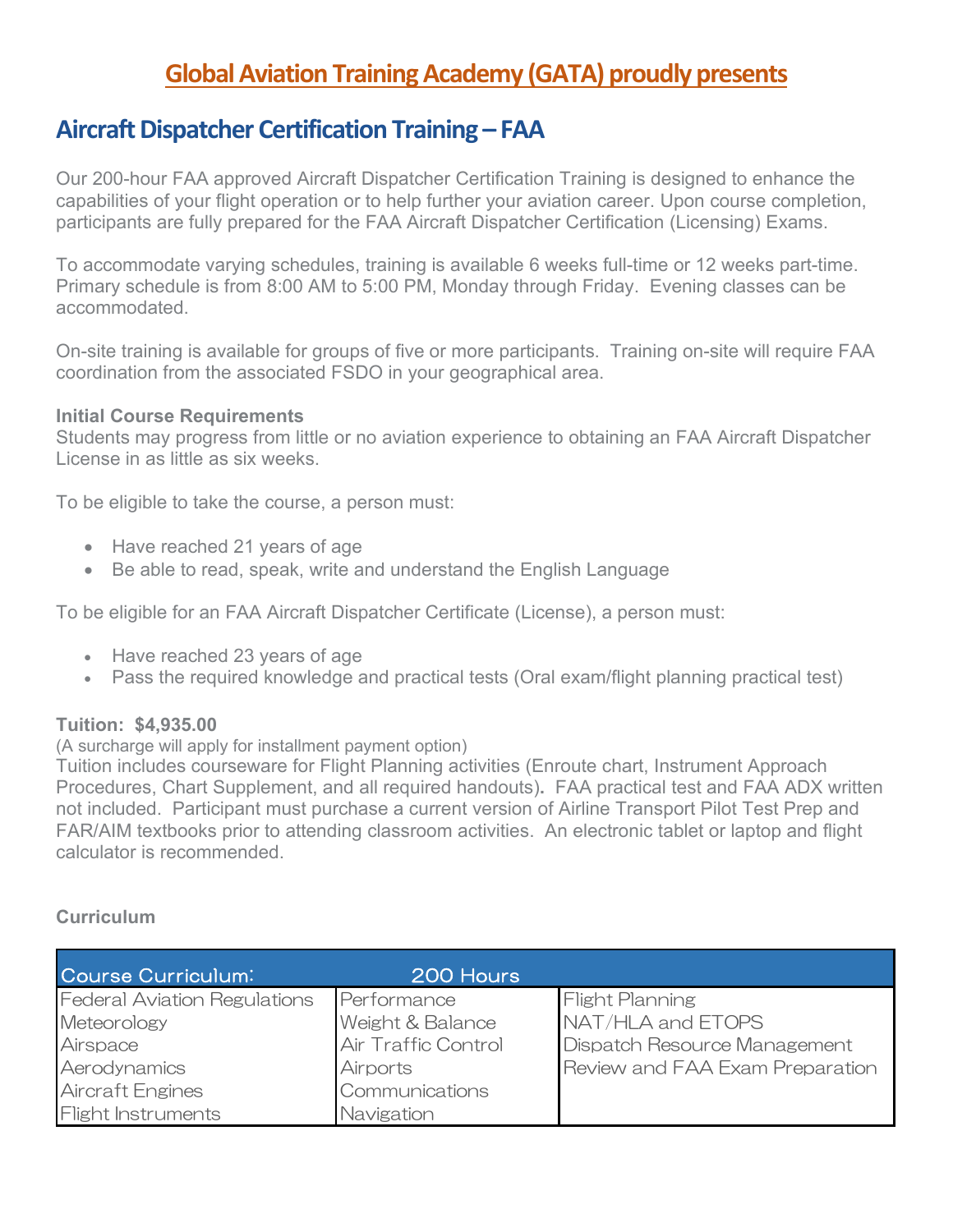# Global Aviation Training Academy (GATA) proudly presents

## Aircraft Dispatcher Certification Training – FAA

Our 200-hour FAA approved Aircraft Dispatcher Certification Training is designed to enhance the capabilities of your flight operation or to help further your aviation career. Upon course completion, participants are fully prepared for the FAA Aircraft Dispatcher Certification (Licensing) Exams.

To accommodate varying schedules, training is available 6 weeks full-time or 12 weeks part-time. Primary schedule is from 8:00 AM to 5:00 PM, Monday through Friday. Evening classes can be accommodated.

On-site training is available for groups of five or more participants. Training on-site will require FAA coordination from the associated FSDO in your geographical area.

**Initial Course Requirements**

Students may progress from little or no aviation experience to obtaining an FAA Aircraft Dispatcher License in as little as six weeks.

To be eligible to take the course, a person must:

- Have reached 21 years of age
- Be able to read, speak, write and understand the English Language

To be eligible for an FAA Aircraft Dispatcher Certificate (License), a person must:

- Have reached 23 years of age
- Pass the required knowledge and practical tests (Oral exam/flight planning practical test)

**Tuition: $4,935.00**

(A surcharge will apply for installment payment option)

Tuition includes courseware for Flight Planning activities (Enroute chart, Instrument Approach Procedures, Chart Supplement, and all required handouts). FAA practical test and FAA ADX written not included. Participant must purchase a current version of Airline Transport Pilot Test Prep and FAR/AIM textbooks prior to attending classroom activities. An electronic tablet or laptop and flight calculator is recommended.

**Curriculum**

| Course Curriculum: | 200 Hours | |
|---|---|---|
| Federal Aviation Regulations | Performance | Flight Planning |
| Meteorology | Weight & Balance | NAT/HLA and ETOPS |
| Airspace | Air Traffic Control | Dispatch Resource Management |
| Aerodynamics | Airports | Review and FAA Exam Preparation |
| Aircraft Engines | Communications | |
| Flight Instruments | Navigation | |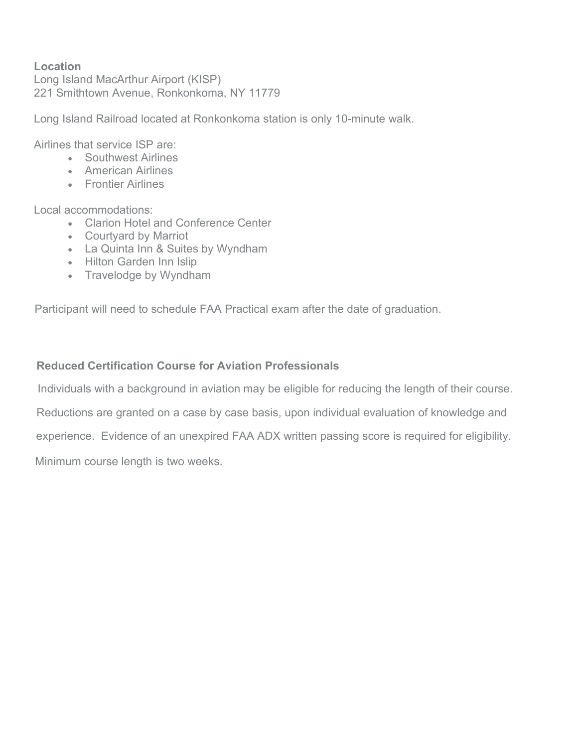**Location**
Long Island MacArthur Airport (KISP)
221 Smithtown Avenue, Ronkonkoma, NY 11779

Long Island Railroad located at Ronkonkoma station is only 10-minute walk.

Airlines that service ISP are:

- Southwest Airlines
- American Airlines
- Frontier Airlines

Local accommodations:

- Clarion Hotel and Conference Center
- Courtyard by Marriot
- La Quinta Inn & Suites by Wyndham
- Hilton Garden Inn Islip
- Travelodge by Wyndham

Participant will need to schedule FAA Practical exam after the date of graduation.

**Reduced Certification Course for Aviation Professionals**

Individuals with a background in aviation may be eligible for reducing the length of their course. Reductions are granted on a case by case basis, upon individual evaluation of knowledge and experience. Evidence of an unexpired FAA ADX written passing score is required for eligibility. Minimum course length is two weeks.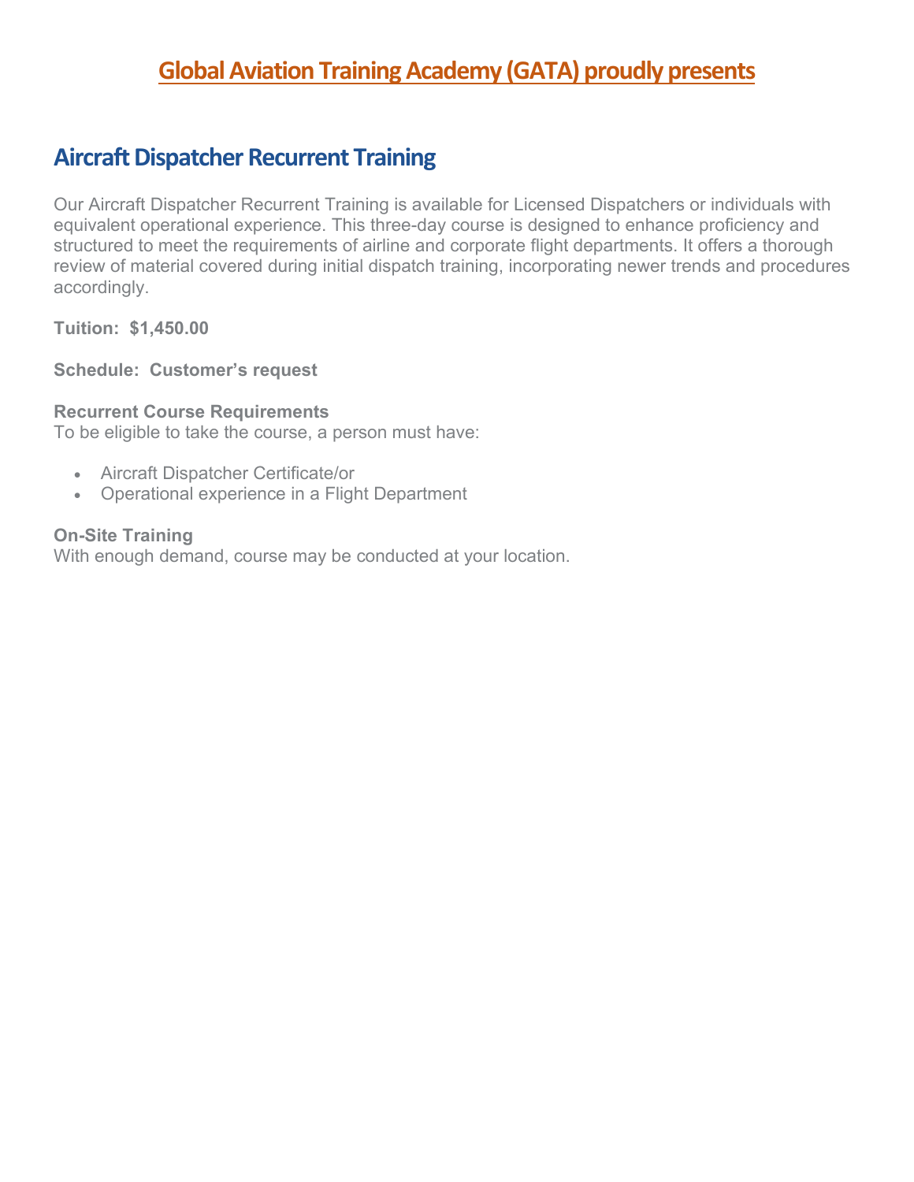## Global Aviation Training Academy (GATA) proudly presents

# Aircraft Dispatcher Recurrent Training

Our Aircraft Dispatcher Recurrent Training is available for Licensed Dispatchers or individuals with equivalent operational experience. This three-day course is designed to enhance proficiency and structured to meet the requirements of airline and corporate flight departments. It offers a thorough review of material covered during initial dispatch training, incorporating newer trends and procedures accordingly.

**Tuition: $1,450.00**

**Schedule: Customer's request**

**Recurrent Course Requirements**

To be eligible to take the course, a person must have:

- Aircraft Dispatcher Certificate/or
- Operational experience in a Flight Department

**On-Site Training**

With enough demand, course may be conducted at your location.